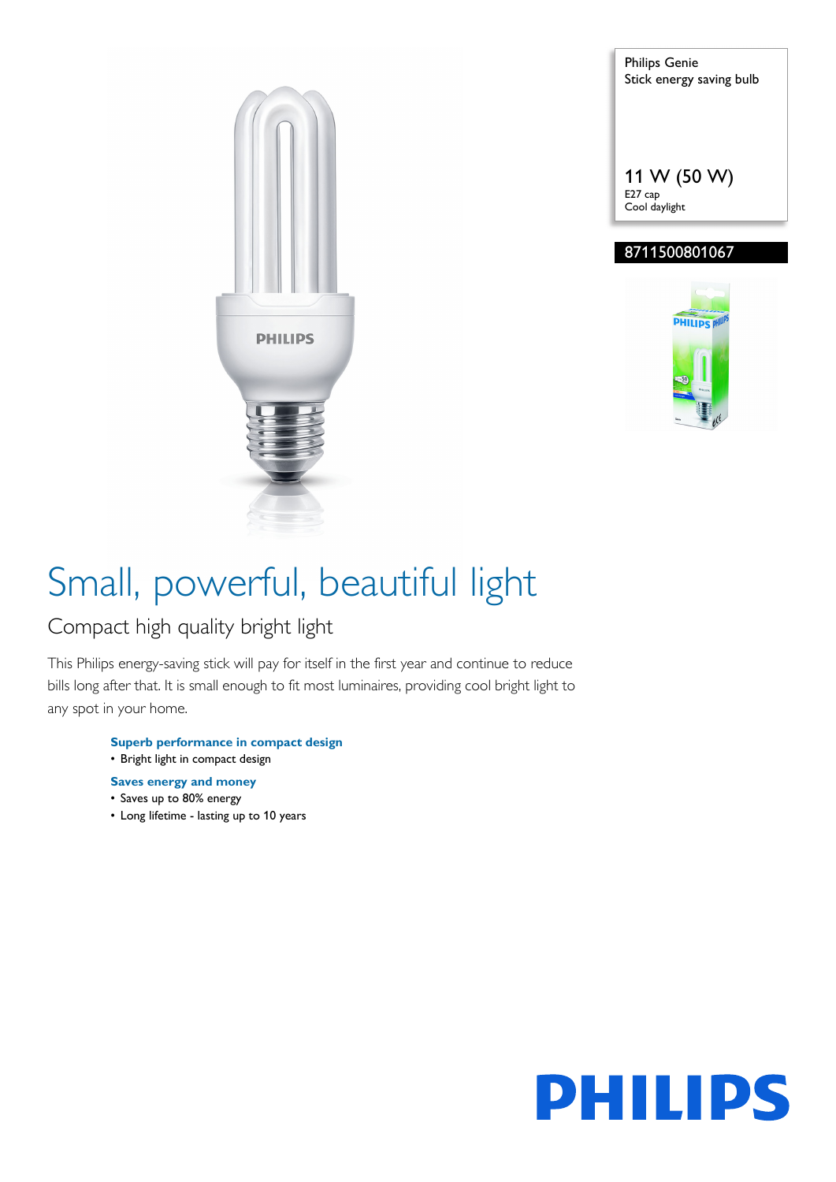Philips Genie
Stick energy saving bulb

11 W (50 W)
E27 cap
Cool daylight

8711500801067

# Small, powerful, beautiful light

## Compact high quality bright light

This Philips energy-saving stick will pay for itself in the first year and continue to reduce bills long after that. It is small enough to fit most luminaires, providing cool bright light to any spot in your home.

**Superb performance in compact design**
- Bright light in compact design

**Saves energy and money**
- Saves up to 80% energy
- Long lifetime - lasting up to 10 years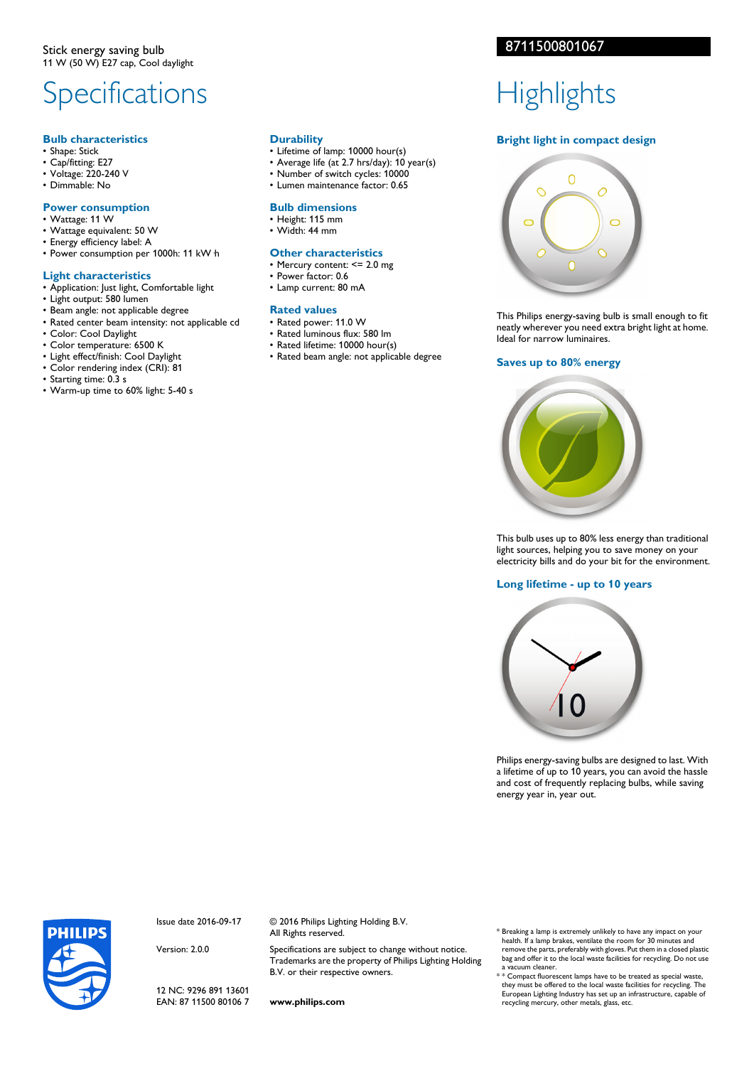Stick energy saving bulb
11 W (50 W) E27 cap, Cool daylight

8711500801067

# Specifications

### Bulb characteristics

- Shape: Stick
- Cap/fitting: E27
- Voltage: 220-240 V
- Dimmable: No

### Power consumption

- Wattage: 11 W
- Wattage equivalent: 50 W
- Energy efficiency label: A
- Power consumption per 1000h: 11 kW h

### Light characteristics

- Application: Just light, Comfortable light
- Light output: 580 lumen
- Beam angle: not applicable degree
- Rated center beam intensity: not applicable cd
- Color: Cool Daylight
- Color temperature: 6500 K
- Light effect/finish: Cool Daylight
- Color rendering index (CRI): 81
- Starting time: 0.3 s
- Warm-up time to 60% light: 5-40 s

### Durability

- Lifetime of lamp: 10000 hour(s)
- Average life (at 2.7 hrs/day): 10 year(s)
- Number of switch cycles: 10000
- Lumen maintenance factor: 0.65

### Bulb dimensions

- Height: 115 mm
- Width: 44 mm

### Other characteristics

- Mercury content: <= 2.0 mg
- Power factor: 0.6
- Lamp current: 80 mA

### Rated values

- Rated power: 11.0 W
- Rated luminous flux: 580 lm
- Rated lifetime: 10000 hour(s)
- Rated beam angle: not applicable degree

# Highlights

### Bright light in compact design

This Philips energy-saving bulb is small enough to fit neatly wherever you need extra bright light at home. Ideal for narrow luminaires.

### Saves up to 80% energy

This bulb uses up to 80% less energy than traditional light sources, helping you to save money on your electricity bills and do your bit for the environment.

### Long lifetime - up to 10 years

Philips energy-saving bulbs are designed to last. With a lifetime of up to 10 years, you can avoid the hassle and cost of frequently replacing bulbs, while saving energy year in, year out.

Issue date 2016-09-17

Version: 2.0.0

12 NC: 9296 891 13601
EAN: 87 11500 80106 7

© 2016 Philips Lighting Holding B.V.
All Rights reserved.

Specifications are subject to change without notice. Trademarks are the property of Philips Lighting Holding B.V. or their respective owners.

www.philips.com

\* Breaking a lamp is extremely unlikely to have any impact on your health. If a lamp brakes, ventilate the room for 30 minutes and remove the parts, preferably with gloves. Put them in a closed plastic bag and offer it to the local waste facilities for recycling. Do not use a vacuum cleaner.

\* \* Compact fluorescent lamps have to be treated as special waste, they must be offered to the local waste facilities for recycling. The European Lighting Industry has set up an infrastructure, capable of recycling mercury, other metals, glass, etc.